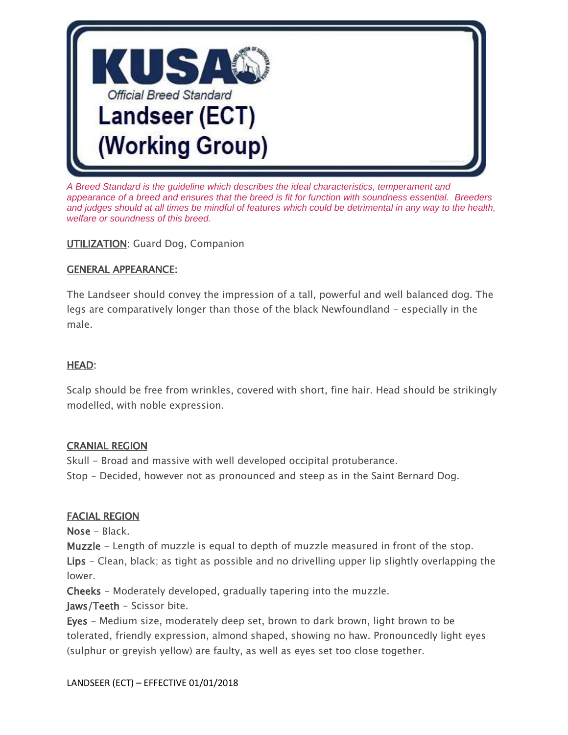# KUSA

*Official Breed Standard*

# Landseer (ECT) (Working Group)

*A Breed Standard is the guideline which describes the ideal characteristics, temperament and appearance of a breed and ensures that the breed is fit for function with soundness essential. Breeders and judges should at all times be mindful of features which could be detrimental in any way to the health, welfare or soundness of this breed.*

UTILIZATION: Guard Dog, Companion

## GENERAL APPEARANCE:

The Landseer should convey the impression of a tall, powerful and well balanced dog. The legs are comparatively longer than those of the black Newfoundland – especially in the male.

## HEAD:

Scalp should be free from wrinkles, covered with short, fine hair. Head should be strikingly modelled, with noble expression.

### CRANIAL REGION

Skull – Broad and massive with well developed occipital protuberance.
Stop – Decided, however not as pronounced and steep as in the Saint Bernard Dog.

### FACIAL REGION

**Nose** – Black.
**Muzzle** – Length of muzzle is equal to depth of muzzle measured in front of the stop.
**Lips** – Clean, black; as tight as possible and no drivelling upper lip slightly overlapping the lower.
**Cheeks** – Moderately developed, gradually tapering into the muzzle.
**Jaws/Teeth** – Scissor bite.
**Eyes** – Medium size, moderately deep set, brown to dark brown, light brown to be tolerated, friendly expression, almond shaped, showing no haw. Pronouncedly light eyes (sulphur or greyish yellow) are faulty, as well as eyes set too close together.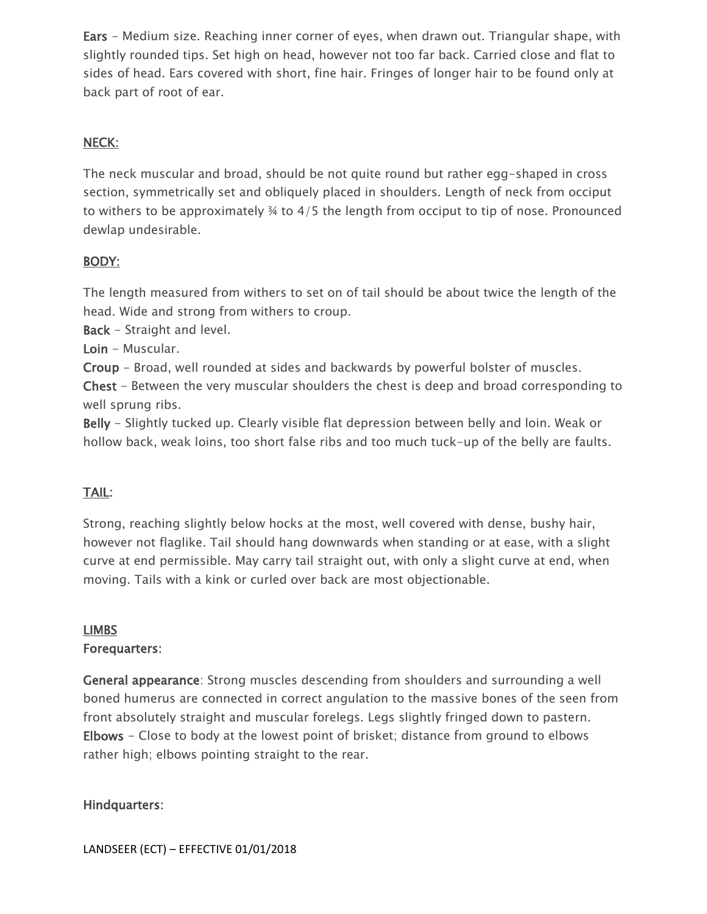**Ears** - Medium size. Reaching inner corner of eyes, when drawn out. Triangular shape, with slightly rounded tips. Set high on head, however not too far back. Carried close and flat to sides of head. Ears covered with short, fine hair. Fringes of longer hair to be found only at back part of root of ear.

## NECK:

The neck muscular and broad, should be not quite round but rather egg-shaped in cross section, symmetrically set and obliquely placed in shoulders. Length of neck from occiput to withers to be approximately ¾ to 4/5 the length from occiput to tip of nose. Pronounced dewlap undesirable.

## BODY:

The length measured from withers to set on of tail should be about twice the length of the head. Wide and strong from withers to croup.

**Back** - Straight and level.

**Loin** - Muscular.

**Croup** - Broad, well rounded at sides and backwards by powerful bolster of muscles.

**Chest** - Between the very muscular shoulders the chest is deep and broad corresponding to well sprung ribs.

**Belly** - Slightly tucked up. Clearly visible flat depression between belly and loin. Weak or hollow back, weak loins, too short false ribs and too much tuck-up of the belly are faults.

## TAIL:

Strong, reaching slightly below hocks at the most, well covered with dense, bushy hair, however not flaglike. Tail should hang downwards when standing or at ease, with a slight curve at end permissible. May carry tail straight out, with only a slight curve at end, when moving. Tails with a kink or curled over back are most objectionable.

## LIMBS

**Forequarters**:

**General appearance**: Strong muscles descending from shoulders and surrounding a well boned humerus are connected in correct angulation to the massive bones of the seen from front absolutely straight and muscular forelegs. Legs slightly fringed down to pastern.

**Elbows** - Close to body at the lowest point of brisket; distance from ground to elbows rather high; elbows pointing straight to the rear.

**Hindquarters**: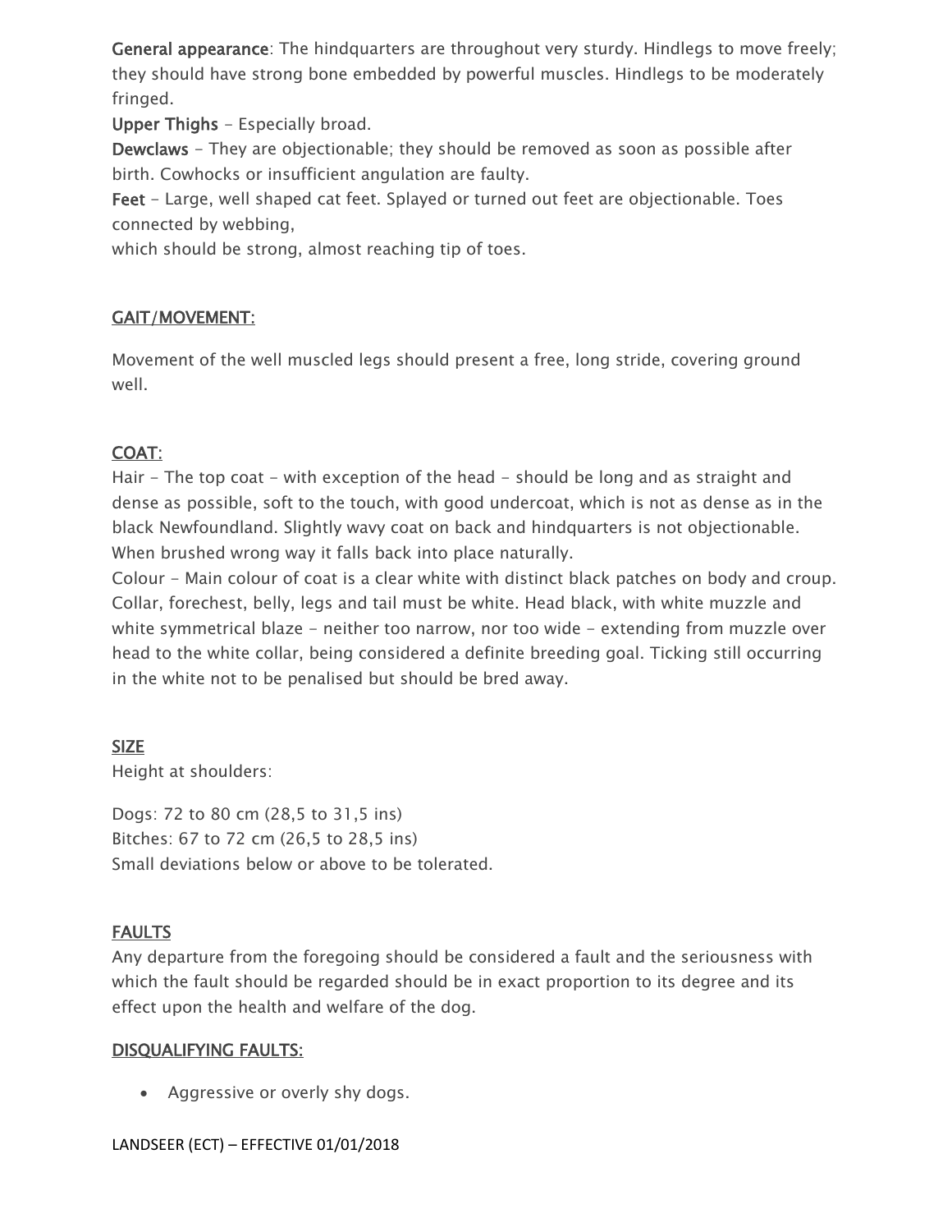**General appearance**: The hindquarters are throughout very sturdy. Hindlegs to move freely; they should have strong bone embedded by powerful muscles. Hindlegs to be moderately fringed.

**Upper Thighs** - Especially broad.

**Dewclaws** - They are objectionable; they should be removed as soon as possible after birth. Cowhocks or insufficient angulation are faulty.

**Feet** - Large, well shaped cat feet. Splayed or turned out feet are objectionable. Toes connected by webbing,
which should be strong, almost reaching tip of toes.

## GAIT/MOVEMENT:

Movement of the well muscled legs should present a free, long stride, covering ground well.

## COAT:

Hair - The top coat - with exception of the head - should be long and as straight and dense as possible, soft to the touch, with good undercoat, which is not as dense as in the black Newfoundland. Slightly wavy coat on back and hindquarters is not objectionable. When brushed wrong way it falls back into place naturally.

Colour - Main colour of coat is a clear white with distinct black patches on body and croup. Collar, forechest, belly, legs and tail must be white. Head black, with white muzzle and white symmetrical blaze - neither too narrow, nor too wide - extending from muzzle over head to the white collar, being considered a definite breeding goal. Ticking still occurring in the white not to be penalised but should be bred away.

## SIZE

Height at shoulders:

Dogs: 72 to 80 cm (28,5 to 31,5 ins)
Bitches: 67 to 72 cm (26,5 to 28,5 ins)
Small deviations below or above to be tolerated.

## FAULTS

Any departure from the foregoing should be considered a fault and the seriousness with which the fault should be regarded should be in exact proportion to its degree and its effect upon the health and welfare of the dog.

## DISQUALIFYING FAULTS:

- Aggressive or overly shy dogs.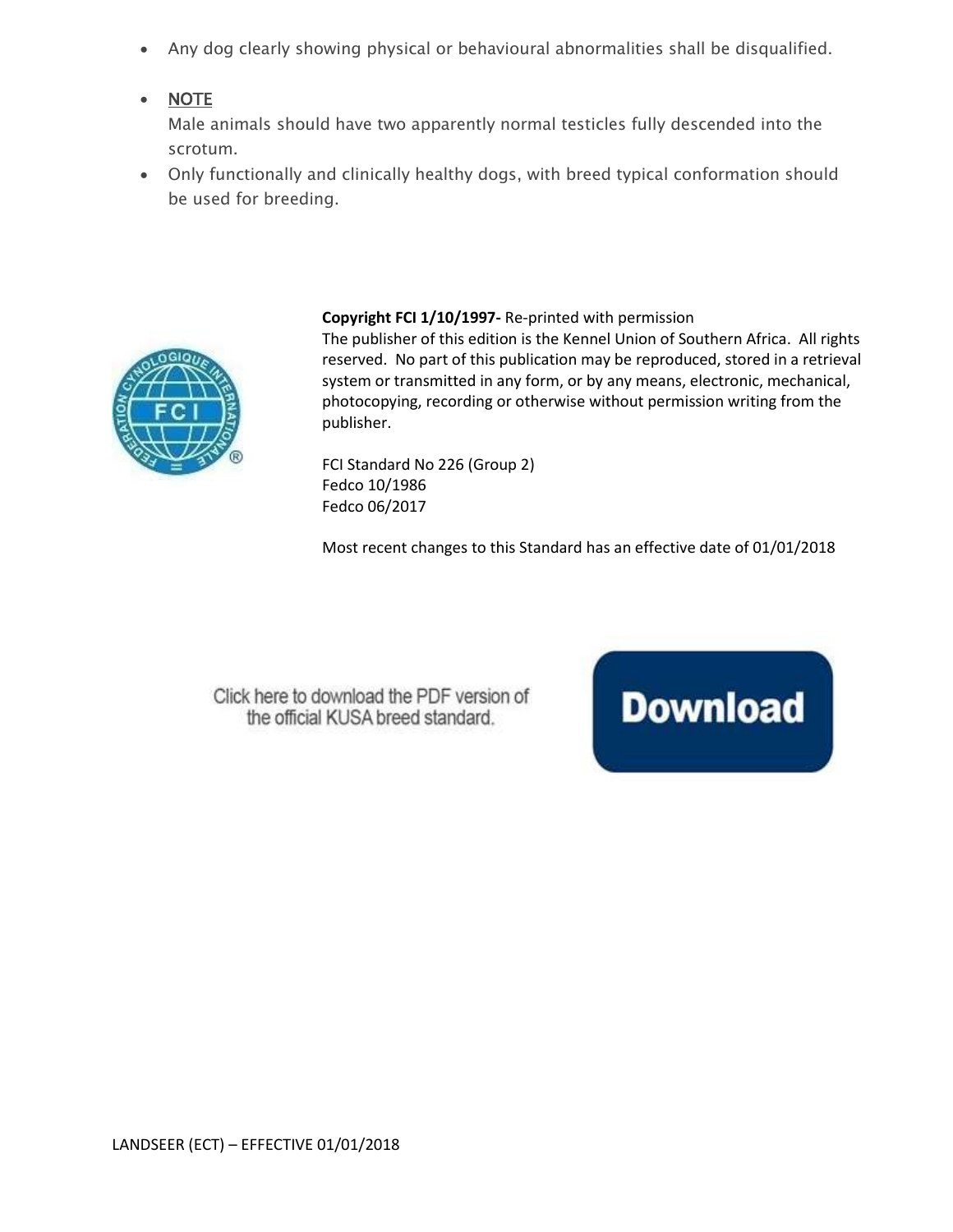- Any dog clearly showing physical or behavioural abnormalities shall be disqualified.

- NOTE

  Male animals should have two apparently normal testicles fully descended into the scrotum.
- Only functionally and clinically healthy dogs, with breed typical conformation should be used for breeding.

**Copyright FCI 1/10/1997-** Re-printed with permission
The publisher of this edition is the Kennel Union of Southern Africa. All rights reserved. No part of this publication may be reproduced, stored in a retrieval system or transmitted in any form, or by any means, electronic, mechanical, photocopying, recording or otherwise without permission writing from the publisher.

FCI Standard No 226 (Group 2)
Fedco 10/1986
Fedco 06/2017

Most recent changes to this Standard has an effective date of 01/01/2018

Click here to download the PDF version of the official KUSA breed standard.

Download